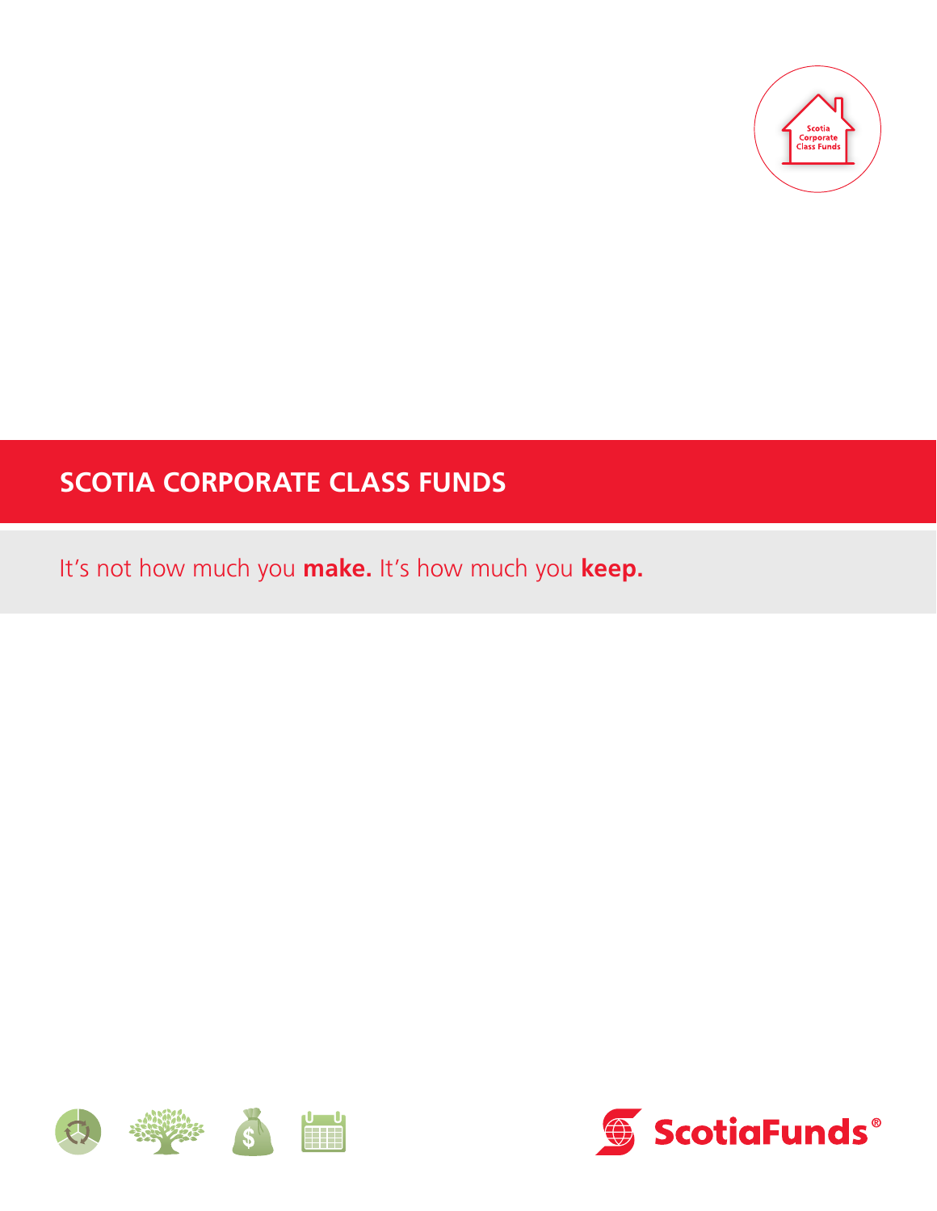Scotia Corporate Class Funds

# SCOTIA CORPORATE CLASS FUNDS

It's not how much you **make.** It's how much you **keep.**

ScotiaFunds®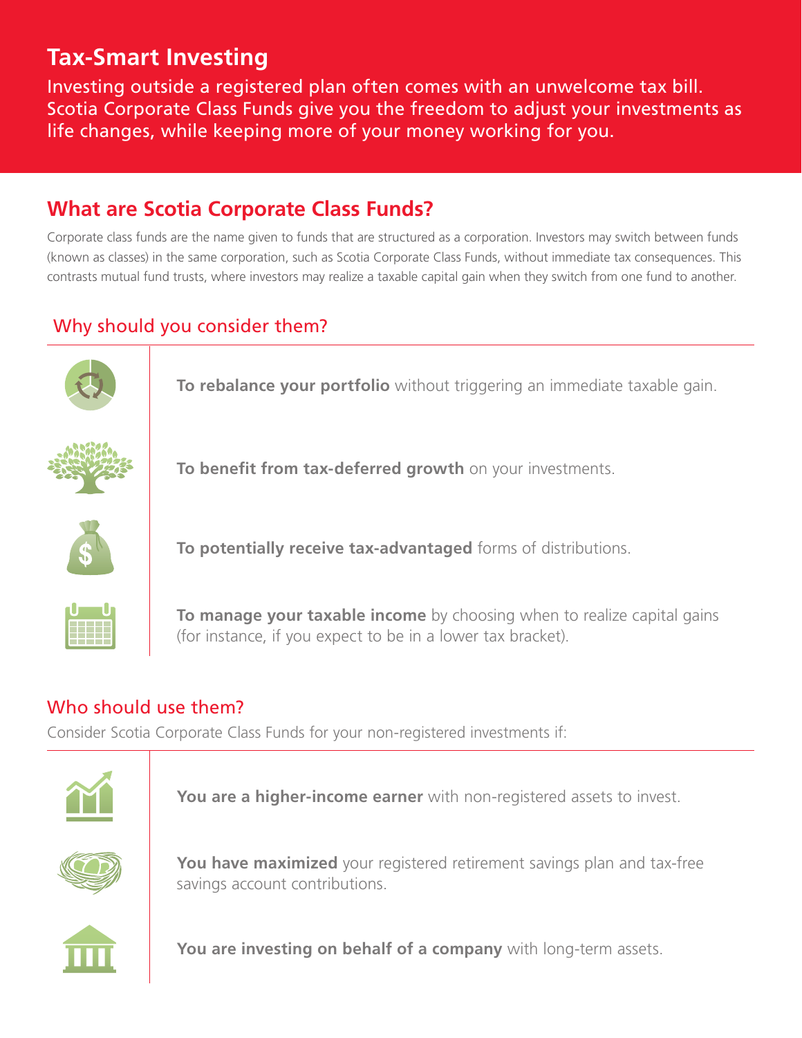# Tax-Smart Investing

Investing outside a registered plan often comes with an unwelcome tax bill. Scotia Corporate Class Funds give you the freedom to adjust your investments as life changes, while keeping more of your money working for you.

## What are Scotia Corporate Class Funds?

Corporate class funds are the name given to funds that are structured as a corporation. Investors may switch between funds (known as classes) in the same corporation, such as Scotia Corporate Class Funds, without immediate tax consequences. This contrasts mutual fund trusts, where investors may realize a taxable capital gain when they switch from one fund to another.

### Why should you consider them?

- **To rebalance your portfolio** without triggering an immediate taxable gain.
- **To benefit from tax-deferred growth** on your investments.
- **To potentially receive tax-advantaged** forms of distributions.
- **To manage your taxable income** by choosing when to realize capital gains (for instance, if you expect to be in a lower tax bracket).

### Who should use them?

Consider Scotia Corporate Class Funds for your non-registered investments if:

- **You are a higher-income earner** with non-registered assets to invest.
- **You have maximized** your registered retirement savings plan and tax-free savings account contributions.
- **You are investing on behalf of a company** with long-term assets.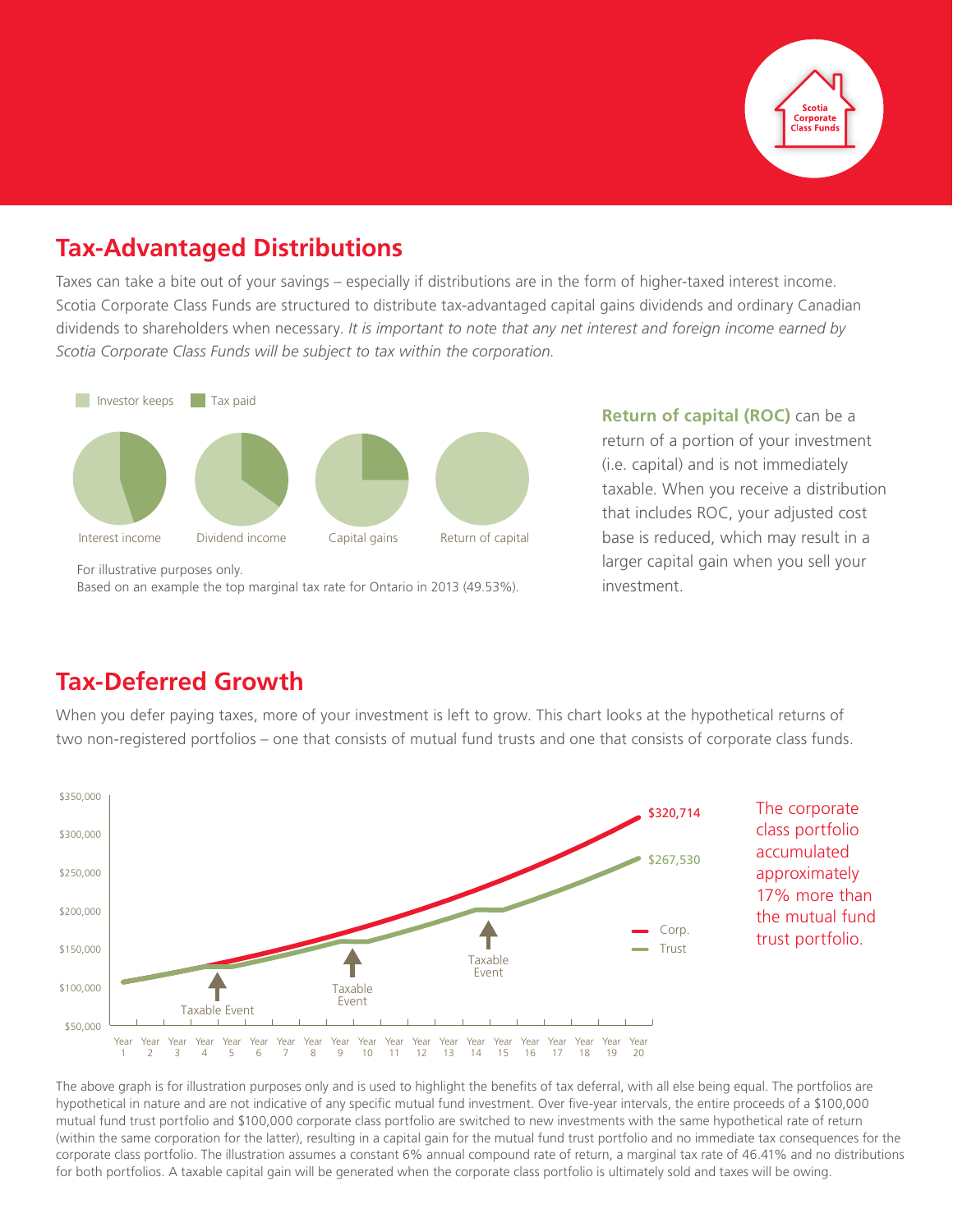## Tax-Advantaged Distributions

Taxes can take a bite out of your savings – especially if distributions are in the form of higher-taxed interest income. Scotia Corporate Class Funds are structured to distribute tax-advantaged capital gains dividends and ordinary Canadian dividends to shareholders when necessary. *It is important to note that any net interest and foreign income earned by Scotia Corporate Class Funds will be subject to tax within the corporation.*

Investor keeps   Tax paid

Interest income   Dividend income   Capital gains   Return of capital

For illustrative purposes only.
Based on an example the top marginal tax rate for Ontario in 2013 (49.53%).

**Return of capital (ROC)** can be a return of a portion of your investment (i.e. capital) and is not immediately taxable. When you receive a distribution that includes ROC, your adjusted cost base is reduced, which may result in a larger capital gain when you sell your investment.

## Tax-Deferred Growth

When you defer paying taxes, more of your investment is left to grow. This chart looks at the hypothetical returns of two non-registered portfolios – one that consists of mutual fund trusts and one that consists of corporate class funds.

$320,714 (Corp.)
$267,530 (Trust)

Taxable Event (Year 4) · Taxable Event (Year 9) · Taxable Event (Year 14)

The corporate class portfolio accumulated approximately 17% more than the mutual fund trust portfolio.

The above graph is for illustration purposes only and is used to highlight the benefits of tax deferral, with all else being equal. The portfolios are hypothetical in nature and are not indicative of any specific mutual fund investment. Over five-year intervals, the entire proceeds of a $100,000 mutual fund trust portfolio and $100,000 corporate class portfolio are switched to new investments with the same hypothetical rate of return (within the same corporation for the latter), resulting in a capital gain for the mutual fund trust portfolio and no immediate tax consequences for the corporate class portfolio. The illustration assumes a constant 6% annual compound rate of return, a marginal tax rate of 46.41% and no distributions for both portfolios. A taxable capital gain will be generated when the corporate class portfolio is ultimately sold and taxes will be owing.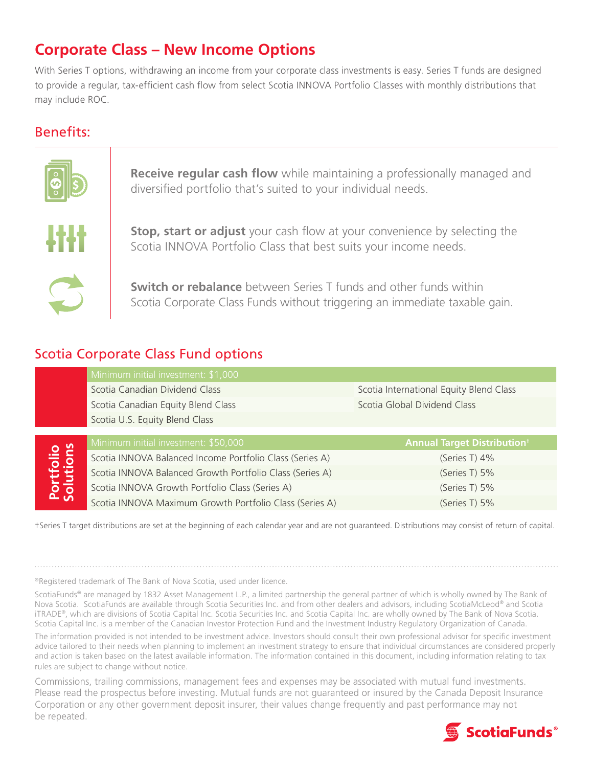## Corporate Class – New Income Options

With Series T options, withdrawing an income from your corporate class investments is easy. Series T funds are designed to provide a regular, tax-efficient cash flow from select Scotia INNOVA Portfolio Classes with monthly distributions that may include ROC.

### Benefits:

**Receive regular cash flow** while maintaining a professionally managed and diversified portfolio that's suited to your individual needs.

**Stop, start or adjust** your cash flow at your convenience by selecting the Scotia INNOVA Portfolio Class that best suits your income needs.

**Switch or rebalance** between Series T funds and other funds within Scotia Corporate Class Funds without triggering an immediate taxable gain.

### Scotia Corporate Class Fund options

| Minimum initial investment: $1,000 | |
|---|---|
| Scotia Canadian Dividend Class | Scotia International Equity Blend Class |
| Scotia Canadian Equity Blend Class | Scotia Global Dividend Class |
| Scotia U.S. Equity Blend Class | |

**Portfolio Solutions**

| Minimum initial investment: $50,000 | Annual Target Distribution† |
|---|---|
| Scotia INNOVA Balanced Income Portfolio Class (Series A) | (Series T) 4% |
| Scotia INNOVA Balanced Growth Portfolio Class (Series A) | (Series T) 5% |
| Scotia INNOVA Growth Portfolio Class (Series A) | (Series T) 5% |
| Scotia INNOVA Maximum Growth Portfolio Class (Series A) | (Series T) 5% |

†Series T target distributions are set at the beginning of each calendar year and are not guaranteed. Distributions may consist of return of capital.

®Registered trademark of The Bank of Nova Scotia, used under licence.

ScotiaFunds® are managed by 1832 Asset Management L.P., a limited partnership the general partner of which is wholly owned by The Bank of Nova Scotia. ScotiaFunds are available through Scotia Securities Inc. and from other dealers and advisors, including ScotiaMcLeod® and Scotia iTRADE®, which are divisions of Scotia Capital Inc. Scotia Securities Inc. and Scotia Capital Inc. are wholly owned by The Bank of Nova Scotia. Scotia Capital Inc. is a member of the Canadian Investor Protection Fund and the Investment Industry Regulatory Organization of Canada.

The information provided is not intended to be investment advice. Investors should consult their own professional advisor for specific investment advice tailored to their needs when planning to implement an investment strategy to ensure that individual circumstances are considered properly and action is taken based on the latest available information. The information contained in this document, including information relating to tax rules are subject to change without notice.

Commissions, trailing commissions, management fees and expenses may be associated with mutual fund investments. Please read the prospectus before investing. Mutual funds are not guaranteed or insured by the Canada Deposit Insurance Corporation or any other government deposit insurer, their values change frequently and past performance may not be repeated.

ScotiaFunds®